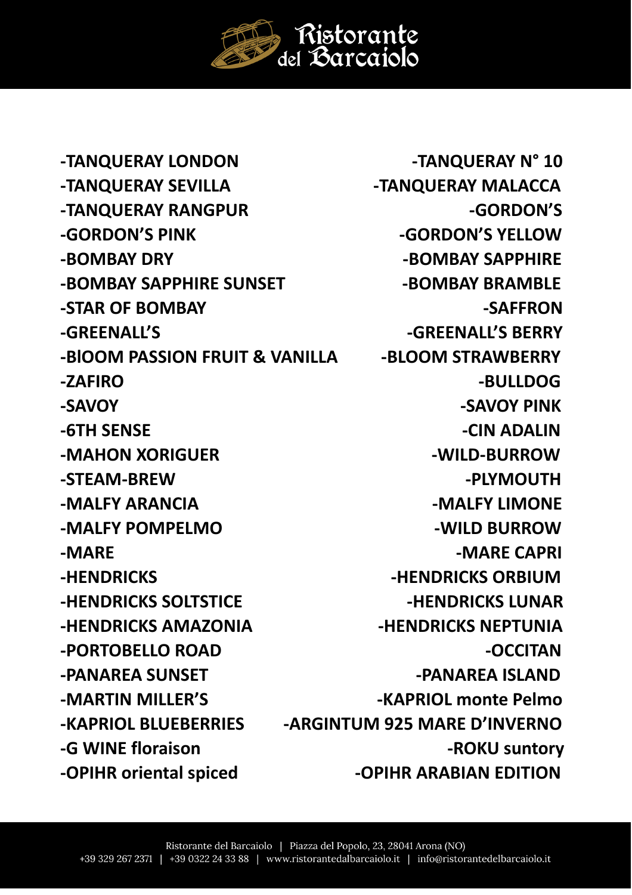# Ristorante del Barcaiolo

-TANQUERAY LONDON
-TANQUERAY N° 10
-TANQUERAY SEVILLA
-TANQUERAY MALACCA
-TANQUERAY RANGPUR
-GORDON'S
-GORDON'S PINK
-GORDON'S YELLOW
-BOMBAY DRY
-BOMBAY SAPPHIRE
-BOMBAY SAPPHIRE SUNSET
-BOMBAY BRAMBLE
-STAR OF BOMBAY
-SAFFRON
-GREENALL'S
-GREENALL'S BERRY
-BlOOM PASSION FRUIT & VANILLA
-BLOOM STRAWBERRY
-ZAFIRO
-BULLDOG
-SAVOY
-SAVOY PINK
-6TH SENSE
-CIN ADALIN
-MAHON XORIGUER
-WILD-BURROW
-STEAM-BREW
-PLYMOUTH
-MALFY ARANCIA
-MALFY LIMONE
-MALFY POMPELMO
-WILD BURROW
-MARE
-MARE CAPRI
-HENDRICKS
-HENDRICKS ORBIUM
-HENDRICKS SOLTSTICE
-HENDRICKS LUNAR
-HENDRICKS AMAZONIA
-HENDRICKS NEPTUNIA
-PORTOBELLO ROAD
-OCCITAN
-PANAREA SUNSET
-PANAREA ISLAND
-MARTIN MILLER'S
-KAPRIOL monte Pelmo
-KAPRIOL BLUEBERRIES
-ARGINTUM 925 MARE D'INVERNO
-G WINE floraison
-ROKU suntory
-OPIHR oriental spiced
-OPIHR ARABIAN EDITION

Ristorante del Barcaiolo | Piazza del Popolo, 23, 28041 Arona (NO)
+39 329 267 2371 | +39 0322 24 33 88 | www.ristorantedalbarcaiolo.it | info@ristorantedelbarcaiolo.it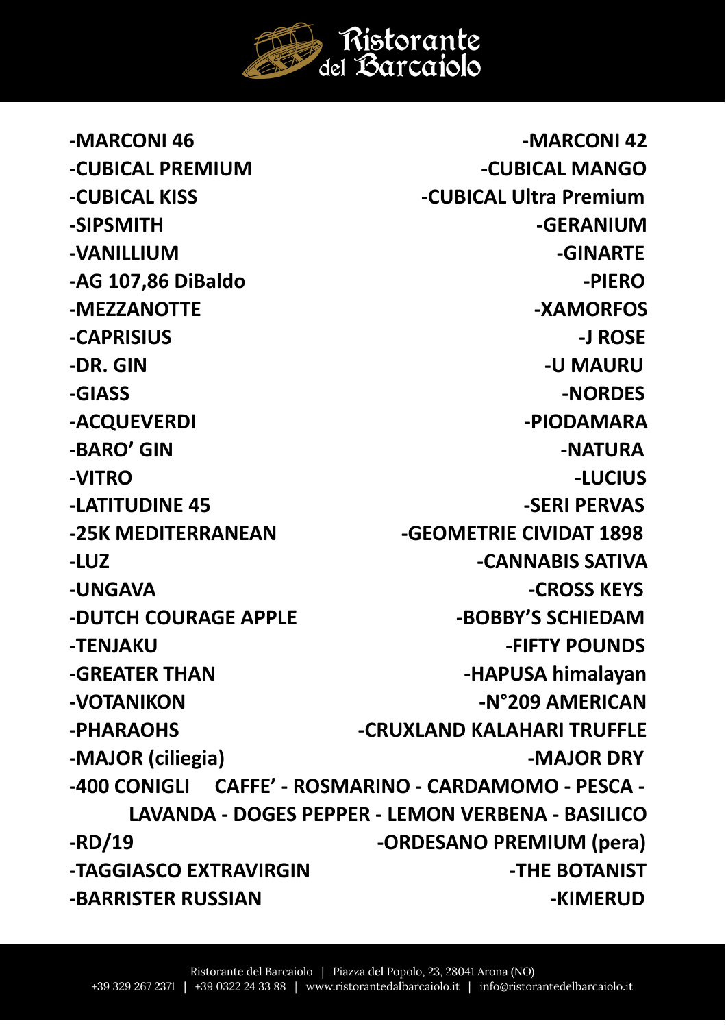**-MARCONI 46**

**-CUBICAL PREMIUM**

**-CUBICAL KISS**

**-SIPSMITH**

**-VANILLIUM**

**-AG 107,86 DiBaldo**

**-MEZZANOTTE**

**-CAPRISIUS**

**-DR. GIN**

**-GIASS**

**-ACQUEVERDI**

**-BARO' GIN**

**-VITRO**

**-LATITUDINE 45**

**-25K MEDITERRANEAN**

**-LUZ**

**-UNGAVA**

**-DUTCH COURAGE APPLE**

**-TENJAKU**

**-GREATER THAN**

**-VOTANIKON**

**-PHARAOHS**

**-MAJOR (ciliegia)**

**-MARCONI 42**

**-CUBICAL MANGO**

**-CUBICAL Ultra Premium**

**-GERANIUM**

**-GINARTE**

**-PIERO**

**-XAMORFOS**

**-J ROSE**

**-U MAURU**

**-NORDES**

**-PIODAMARA**

**-NATURA**

**-LUCIUS**

**-SERI PERVAS**

**-GEOMETRIE CIVIDAT 1898**

**-CANNABIS SATIVA**

**-CROSS KEYS**

**-BOBBY'S SCHIEDAM**

**-FIFTY POUNDS**

**-HAPUSA himalayan**

**-N°209 AMERICAN**

**-CRUXLAND KALAHARI TRUFFLE**

**-MAJOR DRY**

**-400 CONIGLI CAFFE' - ROSMARINO - CARDAMOMO - PESCA - LAVANDA - DOGES PEPPER - LEMON VERBENA - BASILICO**

**-RD/19**

**-TAGGIASCO EXTRAVIRGIN**

**-BARRISTER RUSSIAN**

**-ORDESANO PREMIUM (pera)**

**-THE BOTANIST**

**-KIMERUD**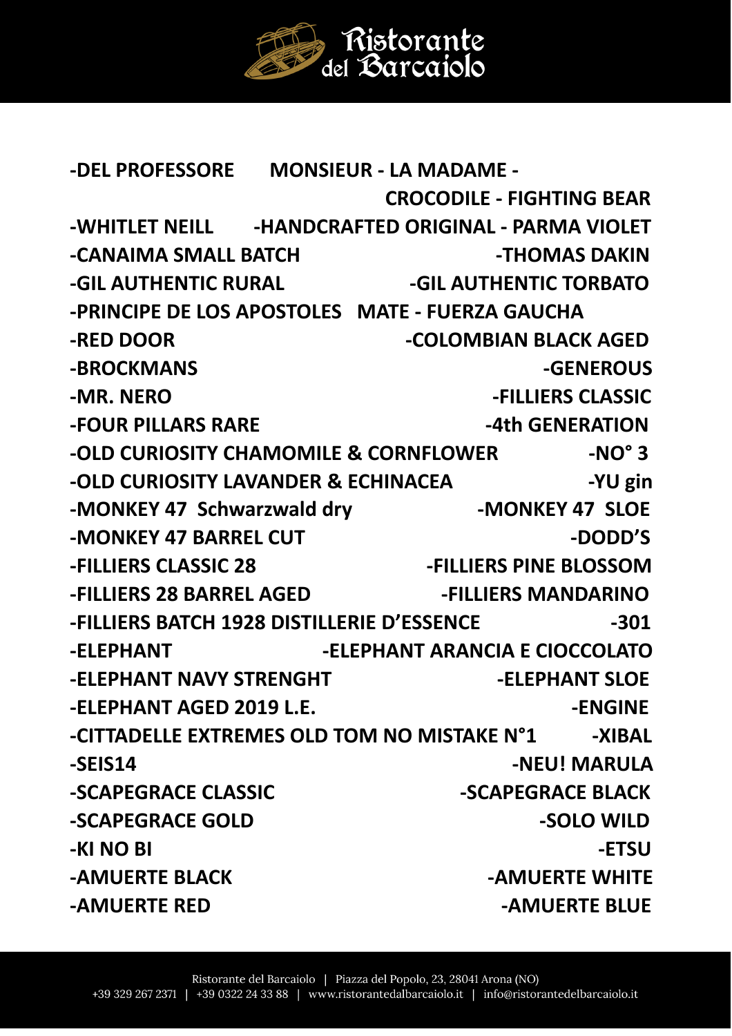-DEL PROFESSORE MONSIEUR - LA MADAME - CROCODILE - FIGHTING BEAR
-WHITLET NEILL -HANDCRAFTED ORIGINAL - PARMA VIOLET
-CANAIMA SMALL BATCH -THOMAS DAKIN
-GIL AUTHENTIC RURAL -GIL AUTHENTIC TORBATO
-PRINCIPE DE LOS APOSTOLES MATE - FUERZA GAUCHA
-RED DOOR -COLOMBIAN BLACK AGED
-BROCKMANS -GENEROUS
-MR. NERO -FILLIERS CLASSIC
-FOUR PILLARS RARE -4th GENERATION
-OLD CURIOSITY CHAMOMILE & CORNFLOWER -NO° 3
-OLD CURIOSITY LAVANDER & ECHINACEA -YU gin
-MONKEY 47 Schwarzwald dry -MONKEY 47 SLOE
-MONKEY 47 BARREL CUT -DODD'S
-FILLIERS CLASSIC 28 -FILLIERS PINE BLOSSOM
-FILLIERS 28 BARREL AGED -FILLIERS MANDARINO
-FILLIERS BATCH 1928 DISTILLERIE D'ESSENCE -301
-ELEPHANT -ELEPHANT ARANCIA E CIOCCOLATO
-ELEPHANT NAVY STRENGHT -ELEPHANT SLOE
-ELEPHANT AGED 2019 L.E. -ENGINE
-CITTADELLE EXTREMES OLD TOM NO MISTAKE N°1 -XIBAL
-SEIS14 -NEU! MARULA
-SCAPEGRACE CLASSIC -SCAPEGRACE BLACK
-SCAPEGRACE GOLD -SOLO WILD
-KI NO BI -ETSU
-AMUERTE BLACK -AMUERTE WHITE
-AMUERTE RED -AMUERTE BLUE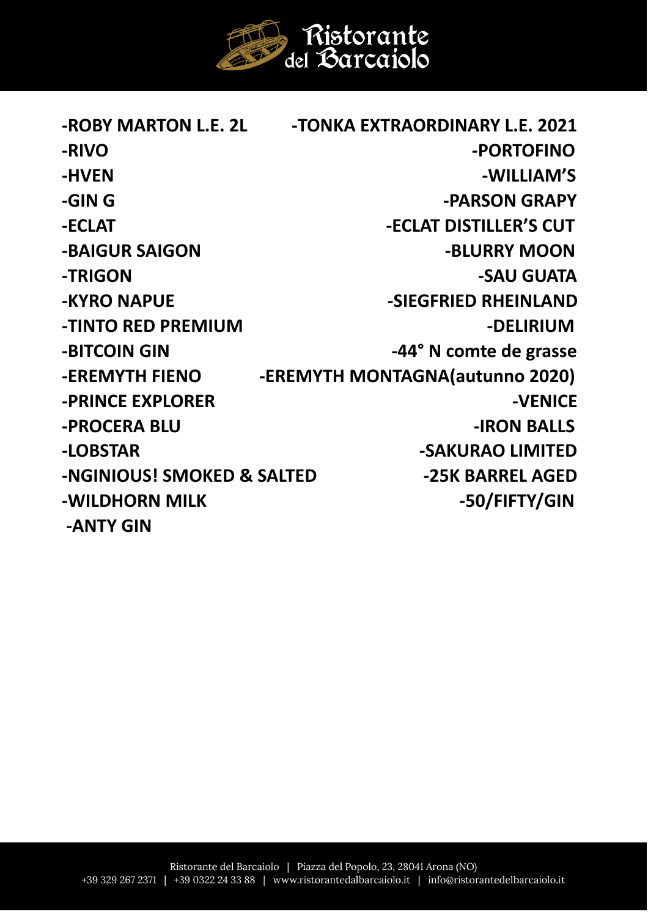# Ristorante del Barcaiolo

-ROBY MARTON L.E. 2L
-RIVO
-HVEN
-GIN G
-ECLAT
-BAIGUR SAIGON
-TRIGON
-KYRO NAPUE
-TINTO RED PREMIUM
-BITCOIN GIN
-EREMYTH FIENO
-PRINCE EXPLORER
-PROCERA BLU
-LOBSTAR
-NGINIOUS! SMOKED & SALTED
-WILDHORN MILK
-ANTY GIN

-TONKA EXTRAORDINARY L.E. 2021
-PORTOFINO
-WILLIAM'S
-PARSON GRAPY
-ECLAT DISTILLER'S CUT
-BLURRY MOON
-SAU GUATA
-SIEGFRIED RHEINLAND
-DELIRIUM
-44° N comte de grasse
-EREMYTH MONTAGNA(autunno 2020)
-VENICE
-IRON BALLS
-SAKURAO LIMITED
-25K BARREL AGED
-50/FIFTY/GIN

Ristorante del Barcaiolo | Piazza del Popolo, 23, 28041 Arona (NO)
+39 329 267 2371 | +39 0322 24 33 88 | www.ristorantedalbarcaiolo.it | info@ristorantedelbarcaiolo.it